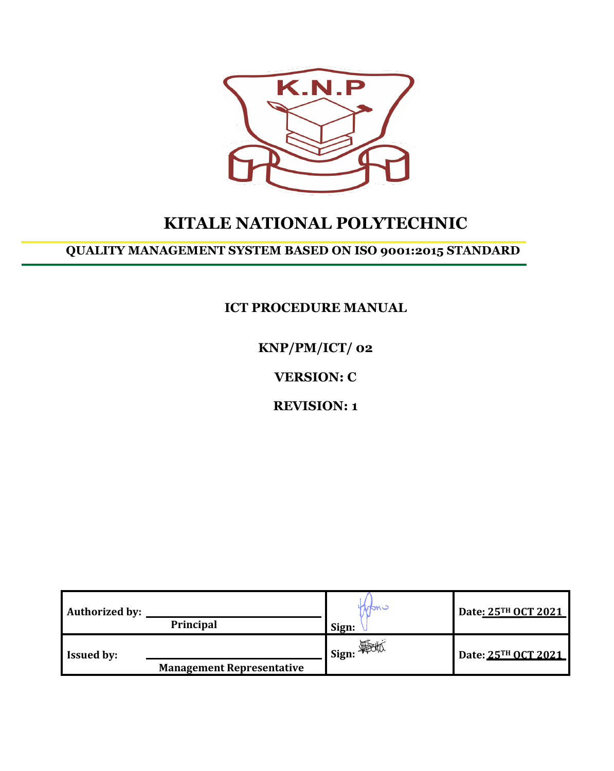K.N.P

# KITALE NATIONAL POLYTECHNIC

## QUALITY MANAGEMENT SYSTEM BASED ON ISO 9001:2015 STANDARD

### ICT PROCEDURE MANUAL

**KNP/PM/ICT/ 02**

**VERSION: C**

**REVISION: 1**

| | | |
|---|---|---|
| **Authorized by:** ______ **Principal** | **Sign:** | **Date: 25TH OCT 2021** |
| **Issued by:** ______ **Management Representative** | **Sign:** | **Date: 25TH OCT 2021** |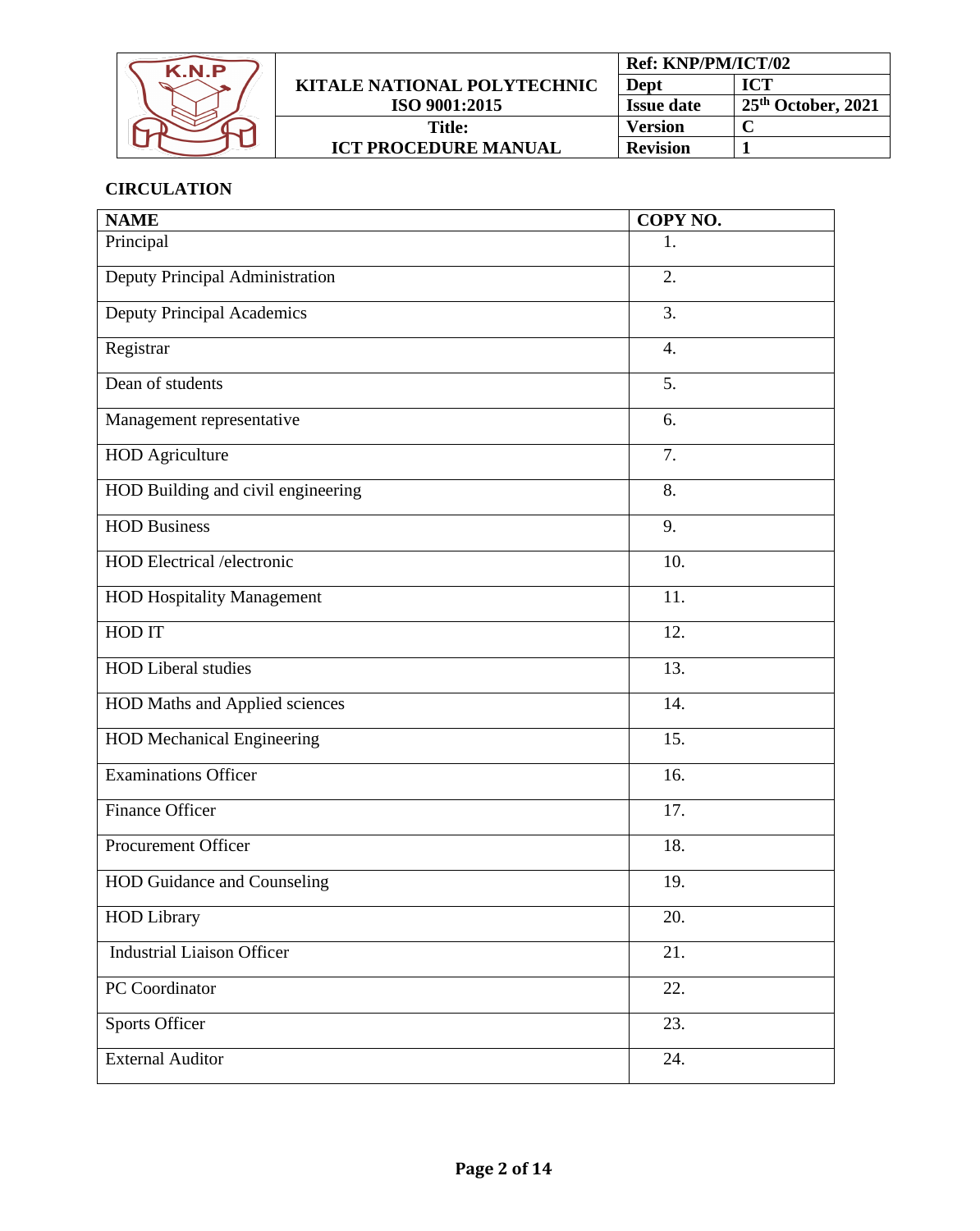## CIRCULATION

| NAME | COPY NO. |
| --- | --- |
| Principal | 1. |
| Deputy Principal Administration | 2. |
| Deputy Principal Academics | 3. |
| Registrar | 4. |
| Dean of students | 5. |
| Management representative | 6. |
| HOD Agriculture | 7. |
| HOD Building and civil engineering | 8. |
| HOD Business | 9. |
| HOD Electrical /electronic | 10. |
| HOD Hospitality Management | 11. |
| HOD IT | 12. |
| HOD Liberal studies | 13. |
| HOD Maths and Applied sciences | 14. |
| HOD Mechanical Engineering | 15. |
| Examinations Officer | 16. |
| Finance Officer | 17. |
| Procurement Officer | 18. |
| HOD Guidance and Counseling | 19. |
| HOD Library | 20. |
| Industrial Liaison Officer | 21. |
| PC Coordinator | 22. |
| Sports Officer | 23. |
| External Auditor | 24. |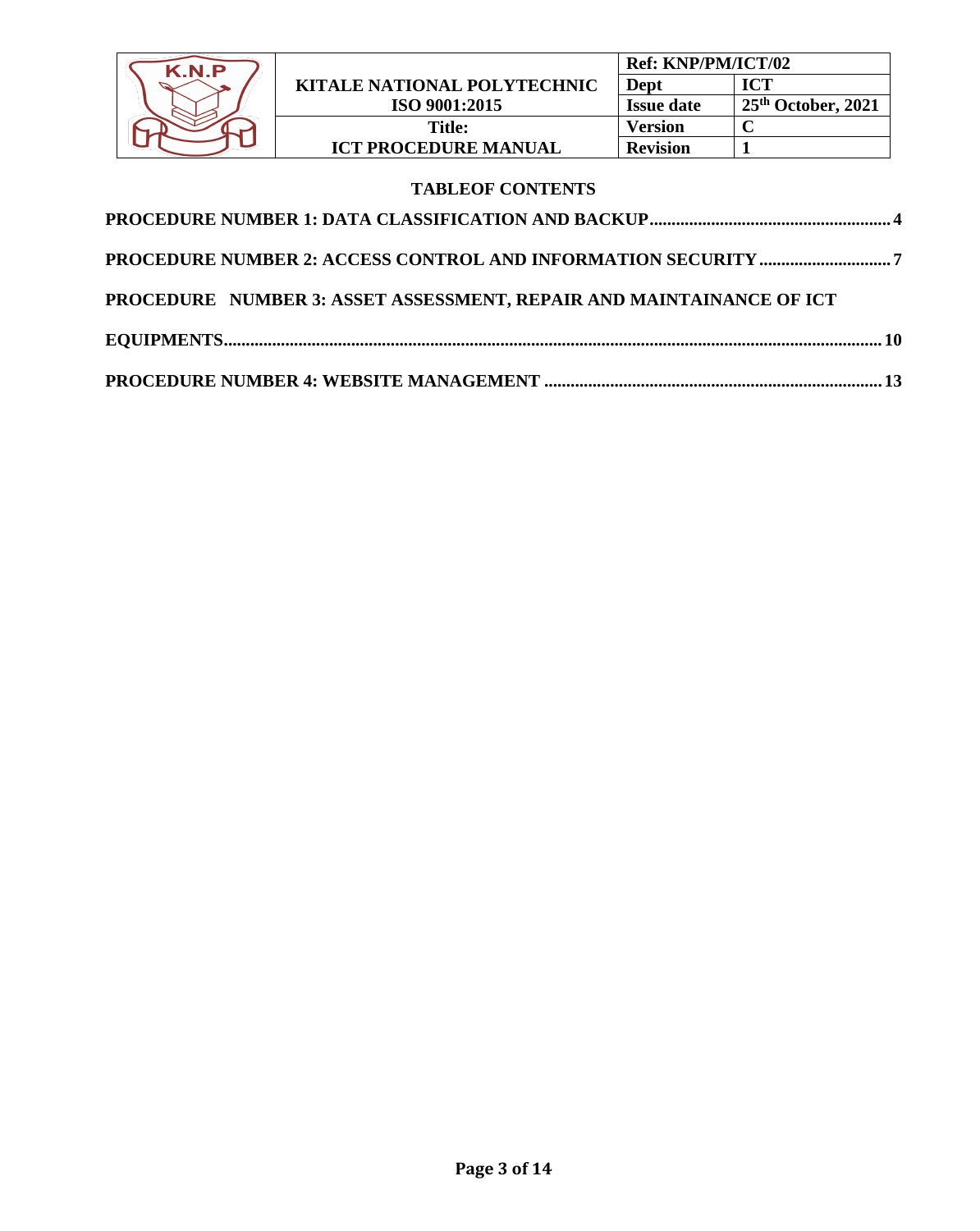## TABLEOF CONTENTS

**PROCEDURE NUMBER 1: DATA CLASSIFICATION AND BACKUP....................................................... 4**

**PROCEDURE NUMBER 2: ACCESS CONTROL AND INFORMATION SECURITY .............................. 7**

**PROCEDURE NUMBER 3: ASSET ASSESSMENT, REPAIR AND MAINTAINANCE OF ICT EQUIPMENTS...................................................................................................................................... 10**

**PROCEDURE NUMBER 4: WEBSITE MANAGEMENT ............................................................................ 13**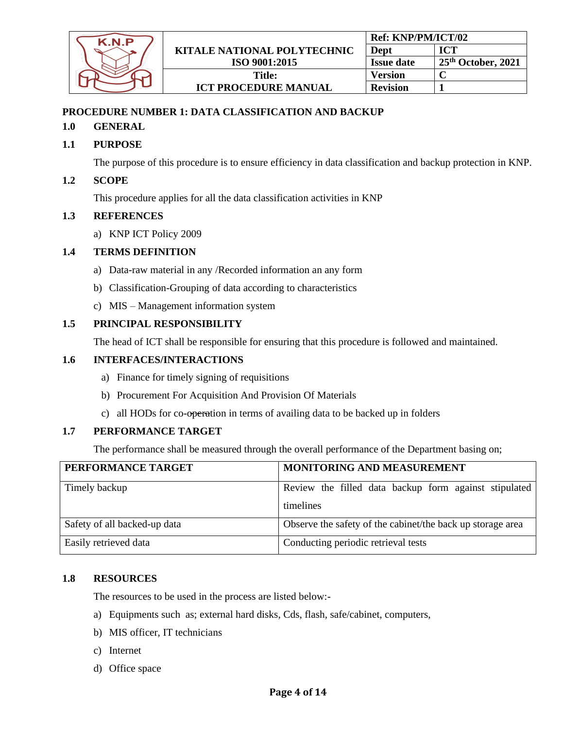| | KITALE NATIONAL POLYTECHNIC ISO 9001:2015 | Ref: KNP/PM/ICT/02 | |
|---|---|---|---|
| | | Dept | ICT |
| | | Issue date | 25th October, 2021 |
| | Title: ICT PROCEDURE MANUAL | Version | C |
| | | Revision | 1 |

## PROCEDURE NUMBER 1: DATA CLASSIFICATION AND BACKUP

### 1.0 GENERAL

### 1.1 PURPOSE

The purpose of this procedure is to ensure efficiency in data classification and backup protection in KNP.

### 1.2 SCOPE

This procedure applies for all the data classification activities in KNP

### 1.3 REFERENCES

a) KNP ICT Policy 2009

### 1.4 TERMS DEFINITION

a) Data-raw material in any /Recorded information an any form

b) Classification-Grouping of data according to characteristics

c) MIS – Management information system

### 1.5 PRINCIPAL RESPONSIBILITY

The head of ICT shall be responsible for ensuring that this procedure is followed and maintained.

### 1.6 INTERFACES/INTERACTIONS

a) Finance for timely signing of requisitions

b) Procurement For Acquisition And Provision Of Materials

c) all HODs for co-operation in terms of availing data to be backed up in folders

### 1.7 PERFORMANCE TARGET

The performance shall be measured through the overall performance of the Department basing on;

| PERFORMANCE TARGET | MONITORING AND MEASUREMENT |
|---|---|
| Timely backup | Review the filled data backup form against stipulated timelines |
| Safety of all backed-up data | Observe the safety of the cabinet/the back up storage area |
| Easily retrieved data | Conducting periodic retrieval tests |

### 1.8 RESOURCES

The resources to be used in the process are listed below:-

a) Equipments such as; external hard disks, Cds, flash, safe/cabinet, computers,

b) MIS officer, IT technicians

c) Internet

d) Office space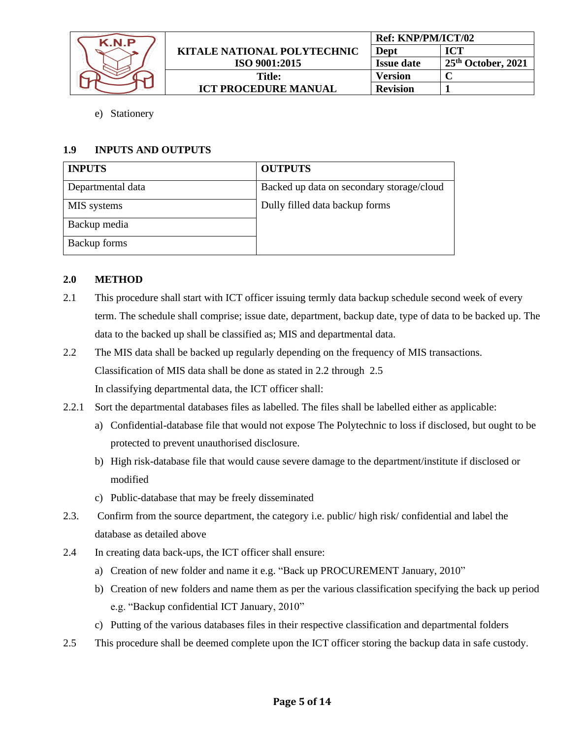e) Stationery

## 1.9 INPUTS AND OUTPUTS

| INPUTS | OUTPUTS |
|---|---|
| Departmental data | Backed up data on secondary storage/cloud |
| MIS systems | Dully filled data backup forms |
| Backup media | |
| Backup forms | |

## 2.0 METHOD

2.1 This procedure shall start with ICT officer issuing termly data backup schedule second week of every term. The schedule shall comprise; issue date, department, backup date, type of data to be backed up. The data to the backed up shall be classified as; MIS and departmental data.

2.2 The MIS data shall be backed up regularly depending on the frequency of MIS transactions. Classification of MIS data shall be done as stated in 2.2 through 2.5

In classifying departmental data, the ICT officer shall:

2.2.1 Sort the departmental databases files as labelled. The files shall be labelled either as applicable:

a) Confidential-database file that would not expose The Polytechnic to loss if disclosed, but ought to be protected to prevent unauthorised disclosure.

b) High risk-database file that would cause severe damage to the department/institute if disclosed or modified

c) Public-database that may be freely disseminated

2.3. Confirm from the source department, the category i.e. public/ high risk/ confidential and label the database as detailed above

2.4 In creating data back-ups, the ICT officer shall ensure:

a) Creation of new folder and name it e.g. "Back up PROCUREMENT January, 2010"

b) Creation of new folders and name them as per the various classification specifying the back up period e.g. "Backup confidential ICT January, 2010"

c) Putting of the various databases files in their respective classification and departmental folders

2.5 This procedure shall be deemed complete upon the ICT officer storing the backup data in safe custody.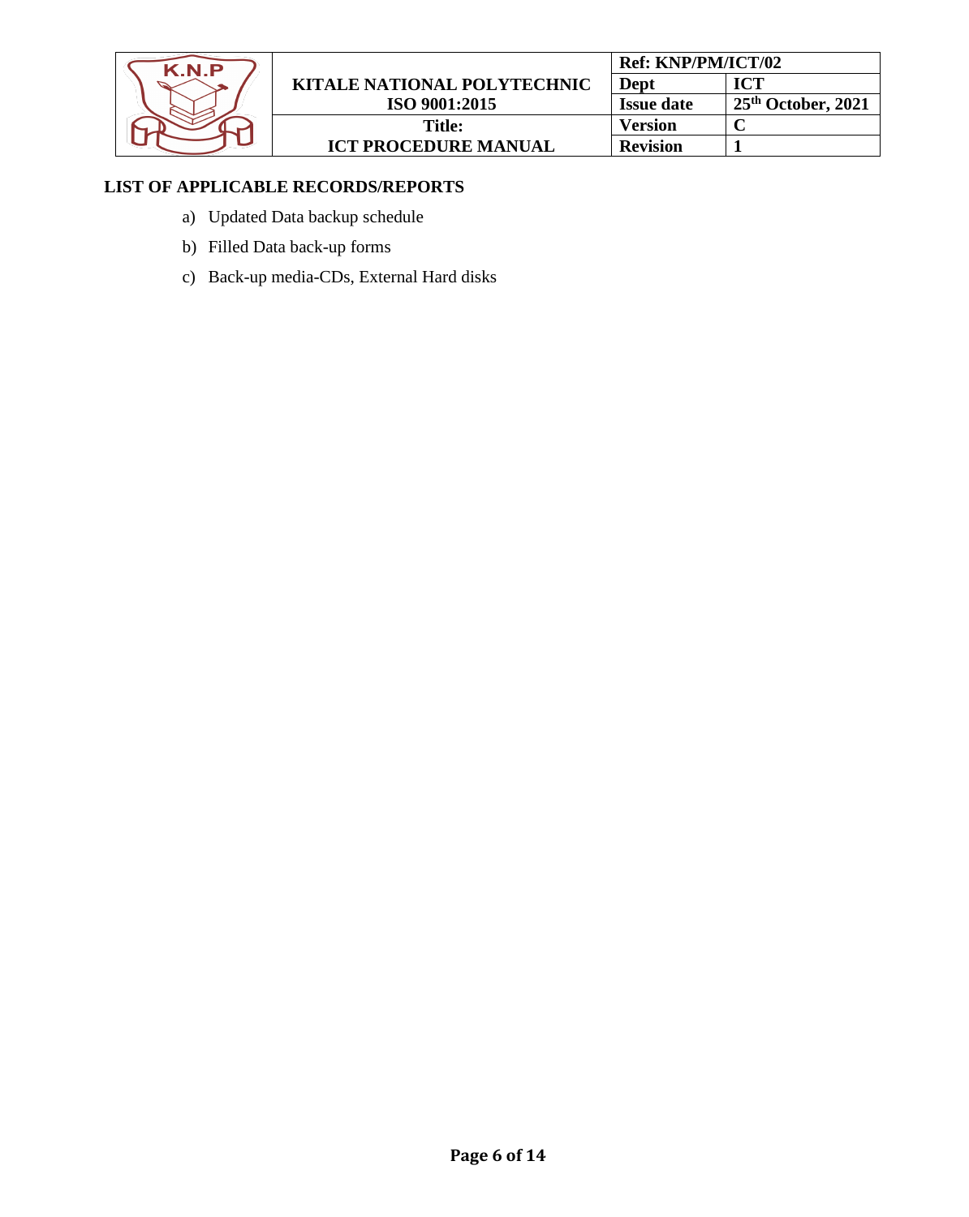**LIST OF APPLICABLE RECORDS/REPORTS**

a) Updated Data backup schedule

b) Filled Data back-up forms

c) Back-up media-CDs, External Hard disks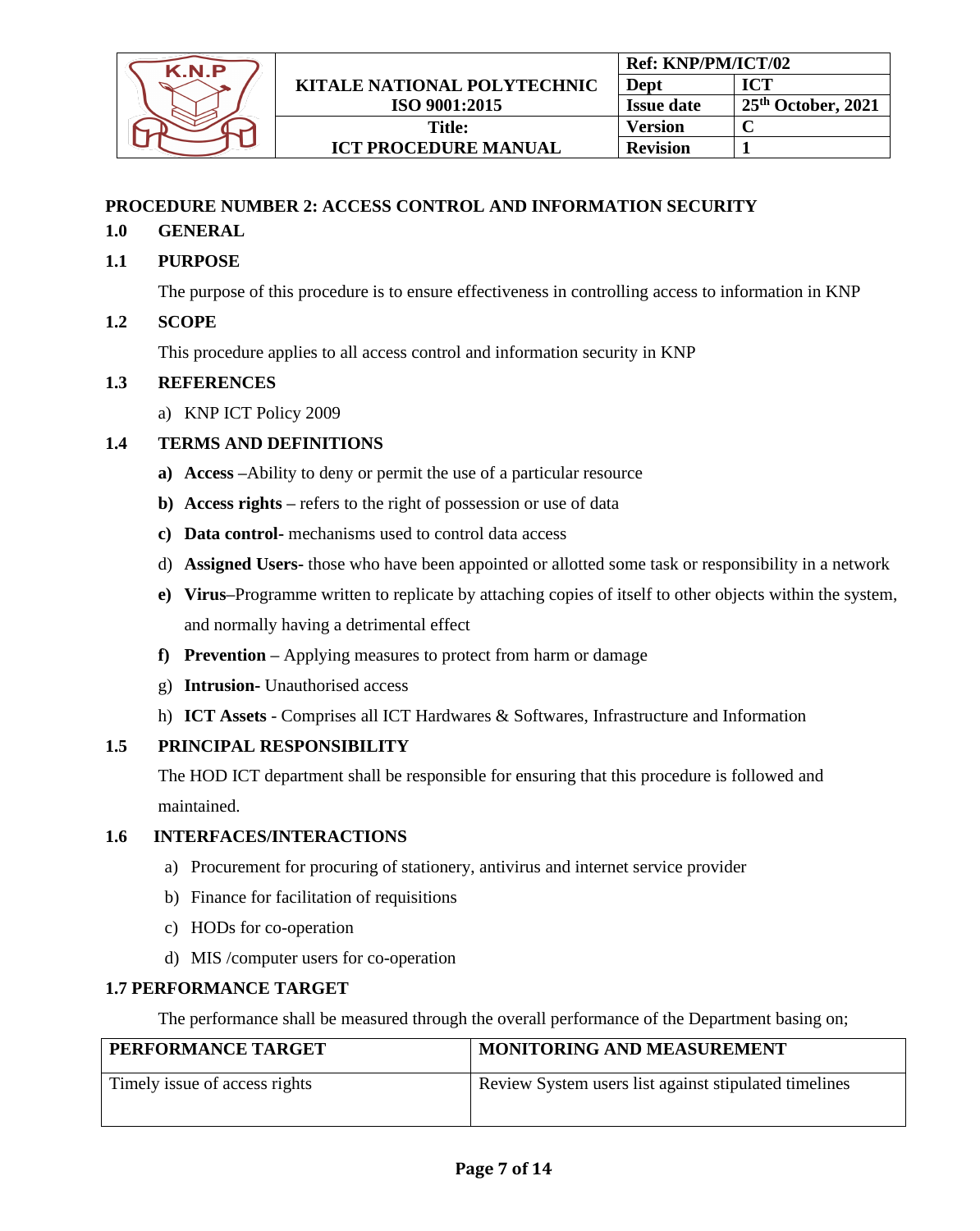## PROCEDURE NUMBER 2: ACCESS CONTROL AND INFORMATION SECURITY

### 1.0 GENERAL

### 1.1 PURPOSE

The purpose of this procedure is to ensure effectiveness in controlling access to information in KNP

### 1.2 SCOPE

This procedure applies to all access control and information security in KNP

### 1.3 REFERENCES

a) KNP ICT Policy 2009

### 1.4 TERMS AND DEFINITIONS

**a) Access** –Ability to deny or permit the use of a particular resource

**b) Access rights** – refers to the right of possession or use of data

**c) Data control**- mechanisms used to control data access

d) **Assigned Users-** those who have been appointed or allotted some task or responsibility in a network

**e) Virus**–Programme written to replicate by attaching copies of itself to other objects within the system, and normally having a detrimental effect

**f) Prevention** – Applying measures to protect from harm or damage

g) **Intrusion-** Unauthorised access

h) **ICT Assets** - Comprises all ICT Hardwares & Softwares, Infrastructure and Information

### 1.5 PRINCIPAL RESPONSIBILITY

The HOD ICT department shall be responsible for ensuring that this procedure is followed and maintained.

### 1.6 INTERFACES/INTERACTIONS

a) Procurement for procuring of stationery, antivirus and internet service provider

b) Finance for facilitation of requisitions

c) HODs for co-operation

d) MIS /computer users for co-operation

### 1.7 PERFORMANCE TARGET

The performance shall be measured through the overall performance of the Department basing on;

| PERFORMANCE TARGET | MONITORING AND MEASUREMENT |
|---|---|
| Timely issue of access rights | Review System users list against stipulated timelines |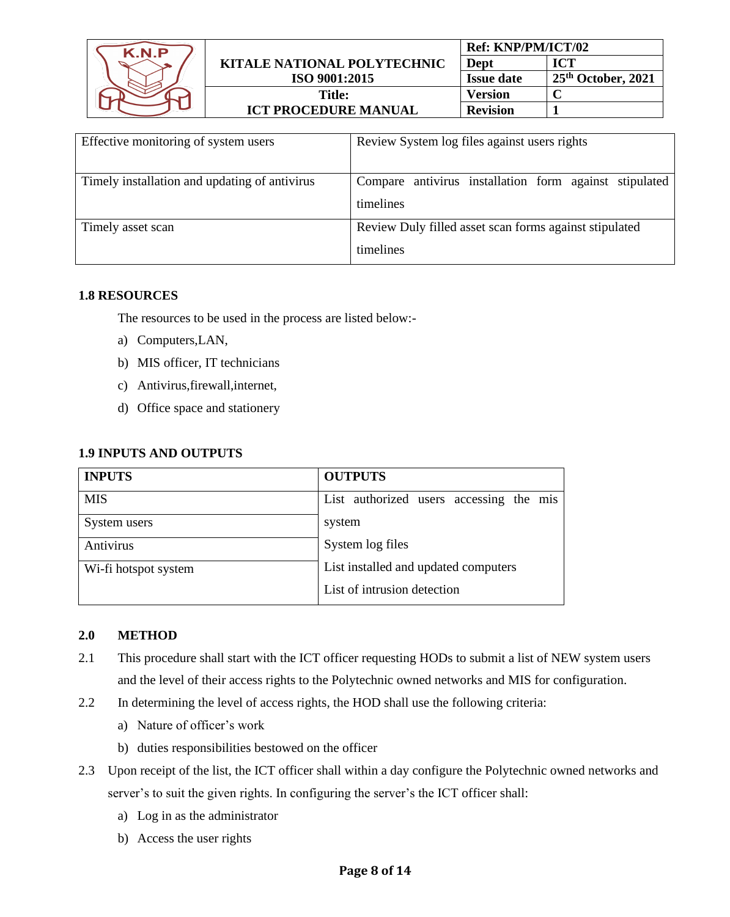| | |
|---|---|
| Effective monitoring of system users | Review System log files against users rights |
| Timely installation and updating of antivirus | Compare antivirus installation form against stipulated timelines |
| Timely asset scan | Review Duly filled asset scan forms against stipulated timelines |

### 1.8 RESOURCES

The resources to be used in the process are listed below:-

a) Computers,LAN,
b) MIS officer, IT technicians
c) Antivirus,firewall,internet,
d) Office space and stationery

### 1.9 INPUTS AND OUTPUTS

| INPUTS | OUTPUTS |
|---|---|
| MIS | List authorized users accessing the mis system |
| System users | System log files |
| Antivirus | List installed and updated computers |
| Wi-fi hotspot system | List of intrusion detection |

## 2.0 METHOD

2.1 This procedure shall start with the ICT officer requesting HODs to submit a list of NEW system users and the level of their access rights to the Polytechnic owned networks and MIS for configuration.

2.2 In determining the level of access rights, the HOD shall use the following criteria:

a) Nature of officer's work
b) duties responsibilities bestowed on the officer

2.3 Upon receipt of the list, the ICT officer shall within a day configure the Polytechnic owned networks and server's to suit the given rights. In configuring the server's the ICT officer shall:

a) Log in as the administrator
b) Access the user rights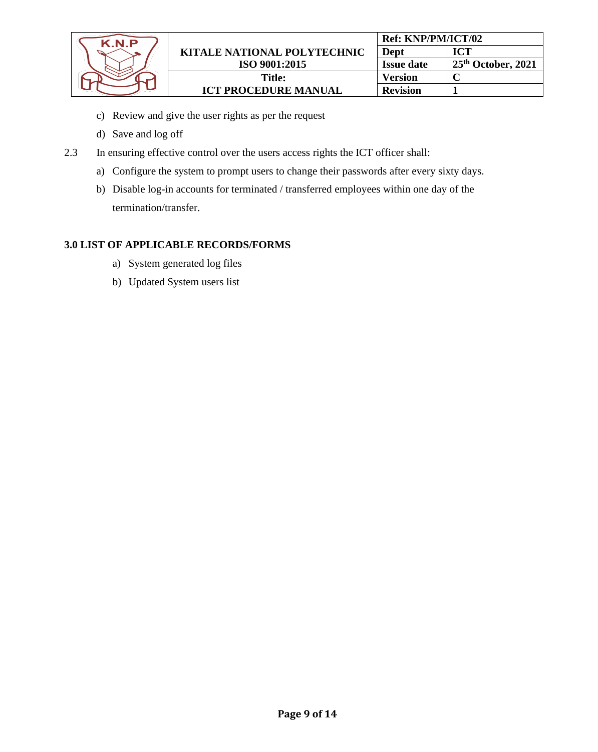c) Review and give the user rights as per the request

d) Save and log off

2.3 In ensuring effective control over the users access rights the ICT officer shall:

a) Configure the system to prompt users to change their passwords after every sixty days.

b) Disable log-in accounts for terminated / transferred employees within one day of the termination/transfer.

**3.0 LIST OF APPLICABLE RECORDS/FORMS**

a) System generated log files

b) Updated System users list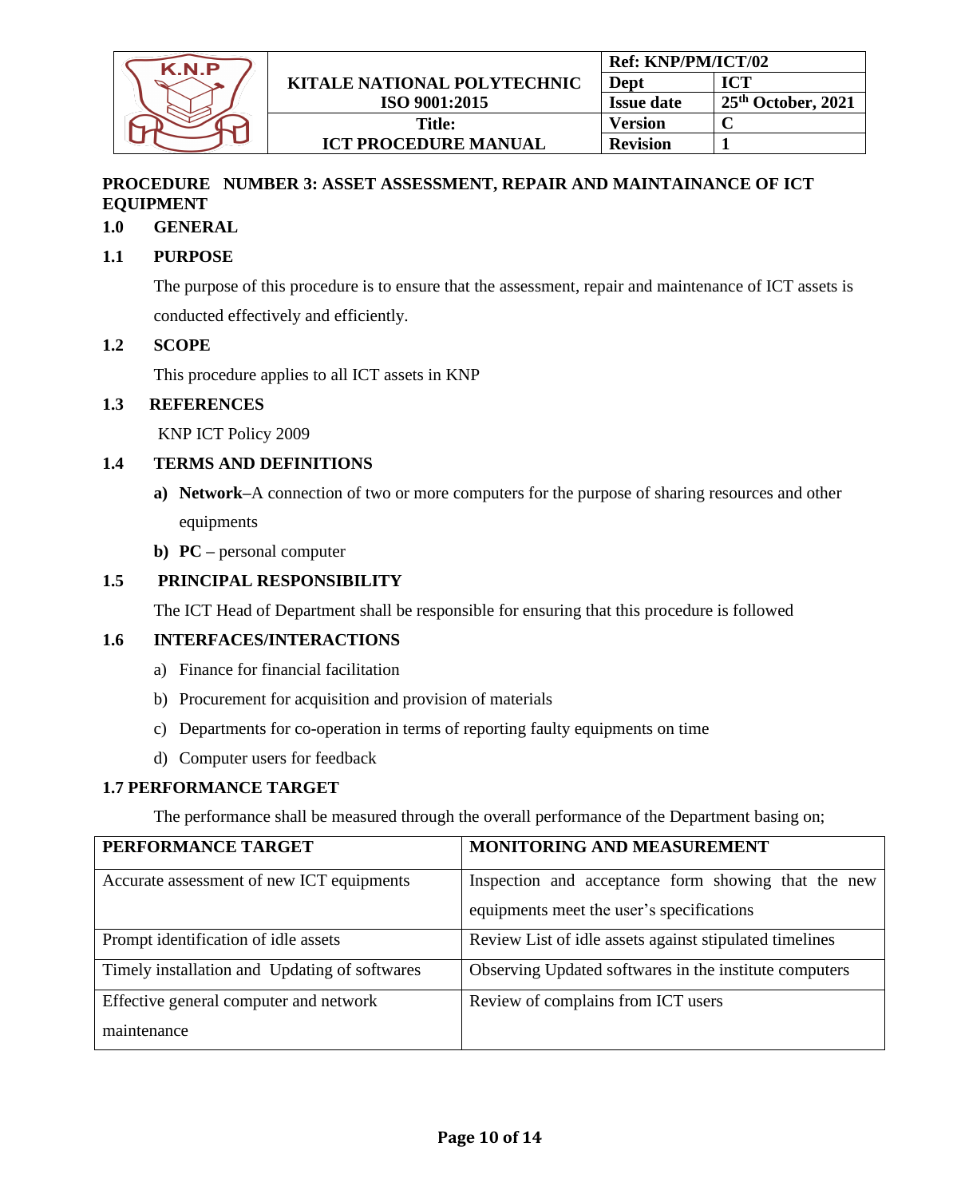## PROCEDURE NUMBER 3: ASSET ASSESSMENT, REPAIR AND MAINTAINANCE OF ICT EQUIPMENT

### 1.0 GENERAL

### 1.1 PURPOSE

The purpose of this procedure is to ensure that the assessment, repair and maintenance of ICT assets is conducted effectively and efficiently.

### 1.2 SCOPE

This procedure applies to all ICT assets in KNP

### 1.3 REFERENCES

KNP ICT Policy 2009

### 1.4 TERMS AND DEFINITIONS

a) **Network**–A connection of two or more computers for the purpose of sharing resources and other equipments

b) **PC** – personal computer

### 1.5 PRINCIPAL RESPONSIBILITY

The ICT Head of Department shall be responsible for ensuring that this procedure is followed

### 1.6 INTERFACES/INTERACTIONS

a) Finance for financial facilitation

b) Procurement for acquisition and provision of materials

c) Departments for co-operation in terms of reporting faulty equipments on time

d) Computer users for feedback

### 1.7 PERFORMANCE TARGET

The performance shall be measured through the overall performance of the Department basing on;

| PERFORMANCE TARGET | MONITORING AND MEASUREMENT |
|---|---|
| Accurate assessment of new ICT equipments | Inspection and acceptance form showing that the new equipments meet the user's specifications |
| Prompt identification of idle assets | Review List of idle assets against stipulated timelines |
| Timely installation and Updating of softwares | Observing Updated softwares in the institute computers |
| Effective general computer and network maintenance | Review of complains from ICT users |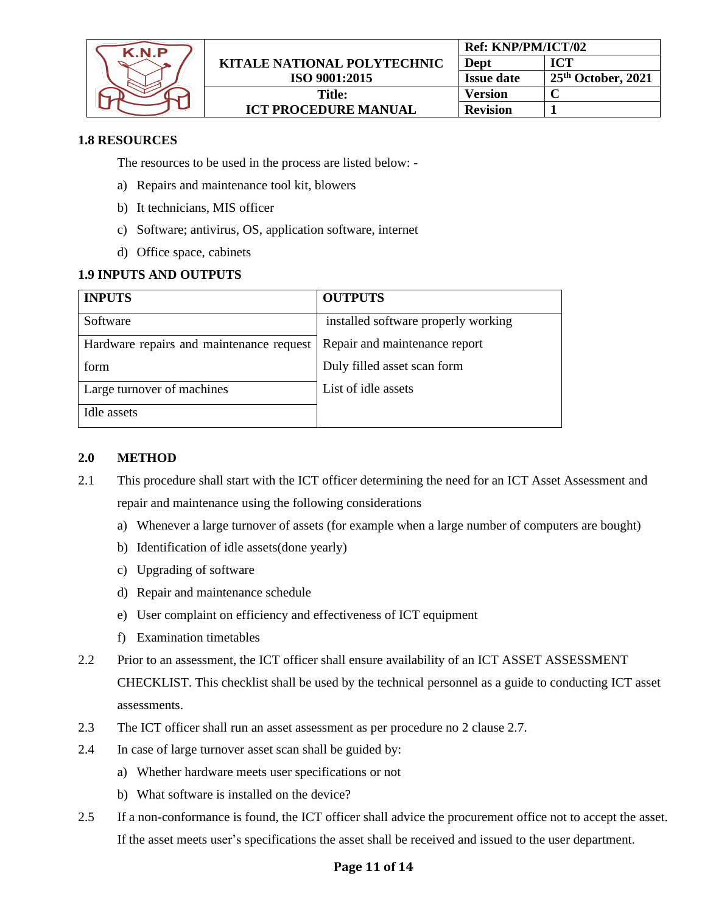### 1.8 RESOURCES

The resources to be used in the process are listed below: -

a) Repairs and maintenance tool kit, blowers
b) It technicians, MIS officer
c) Software; antivirus, OS, application software, internet
d) Office space, cabinets

### 1.9 INPUTS AND OUTPUTS

| INPUTS | OUTPUTS |
|---|---|
| Software | installed software properly working |
| Hardware repairs and maintenance request form | Repair and maintenance report<br>Duly filled asset scan form |
| Large turnover of machines | List of idle assets |
| Idle assets | |

## 2.0 METHOD

2.1 This procedure shall start with the ICT officer determining the need for an ICT Asset Assessment and repair and maintenance using the following considerations

a) Whenever a large turnover of assets (for example when a large number of computers are bought)
b) Identification of idle assets(done yearly)
c) Upgrading of software
d) Repair and maintenance schedule
e) User complaint on efficiency and effectiveness of ICT equipment
f) Examination timetables

2.2 Prior to an assessment, the ICT officer shall ensure availability of an ICT ASSET ASSESSMENT CHECKLIST. This checklist shall be used by the technical personnel as a guide to conducting ICT asset assessments.

2.3 The ICT officer shall run an asset assessment as per procedure no 2 clause 2.7.

2.4 In case of large turnover asset scan shall be guided by:

a) Whether hardware meets user specifications or not
b) What software is installed on the device?

2.5 If a non-conformance is found, the ICT officer shall advice the procurement office not to accept the asset. If the asset meets user's specifications the asset shall be received and issued to the user department.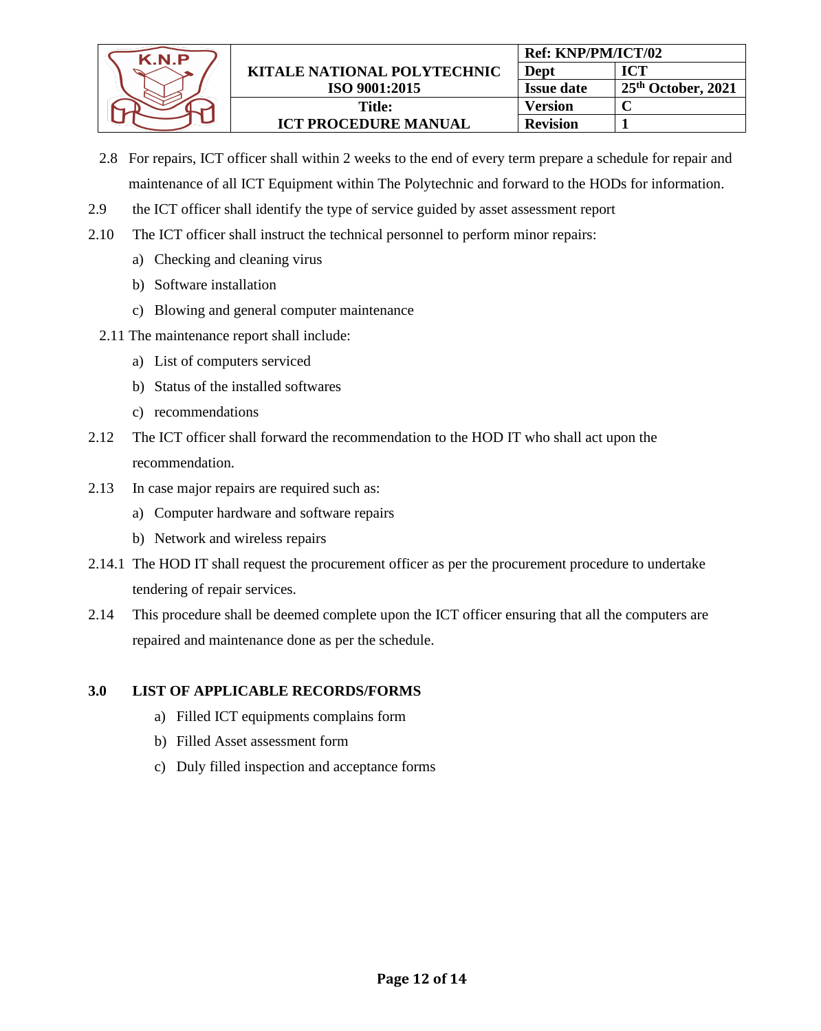2.8 For repairs, ICT officer shall within 2 weeks to the end of every term prepare a schedule for repair and maintenance of all ICT Equipment within The Polytechnic and forward to the HODs for information.

2.9 the ICT officer shall identify the type of service guided by asset assessment report

2.10 The ICT officer shall instruct the technical personnel to perform minor repairs:

a) Checking and cleaning virus
b) Software installation
c) Blowing and general computer maintenance

2.11 The maintenance report shall include:

a) List of computers serviced
b) Status of the installed softwares
c) recommendations

2.12 The ICT officer shall forward the recommendation to the HOD IT who shall act upon the recommendation.

2.13 In case major repairs are required such as:

a) Computer hardware and software repairs
b) Network and wireless repairs

2.14.1 The HOD IT shall request the procurement officer as per the procurement procedure to undertake tendering of repair services.

2.14 This procedure shall be deemed complete upon the ICT officer ensuring that all the computers are repaired and maintenance done as per the schedule.

## 3.0 LIST OF APPLICABLE RECORDS/FORMS

a) Filled ICT equipments complains form
b) Filled Asset assessment form
c) Duly filled inspection and acceptance forms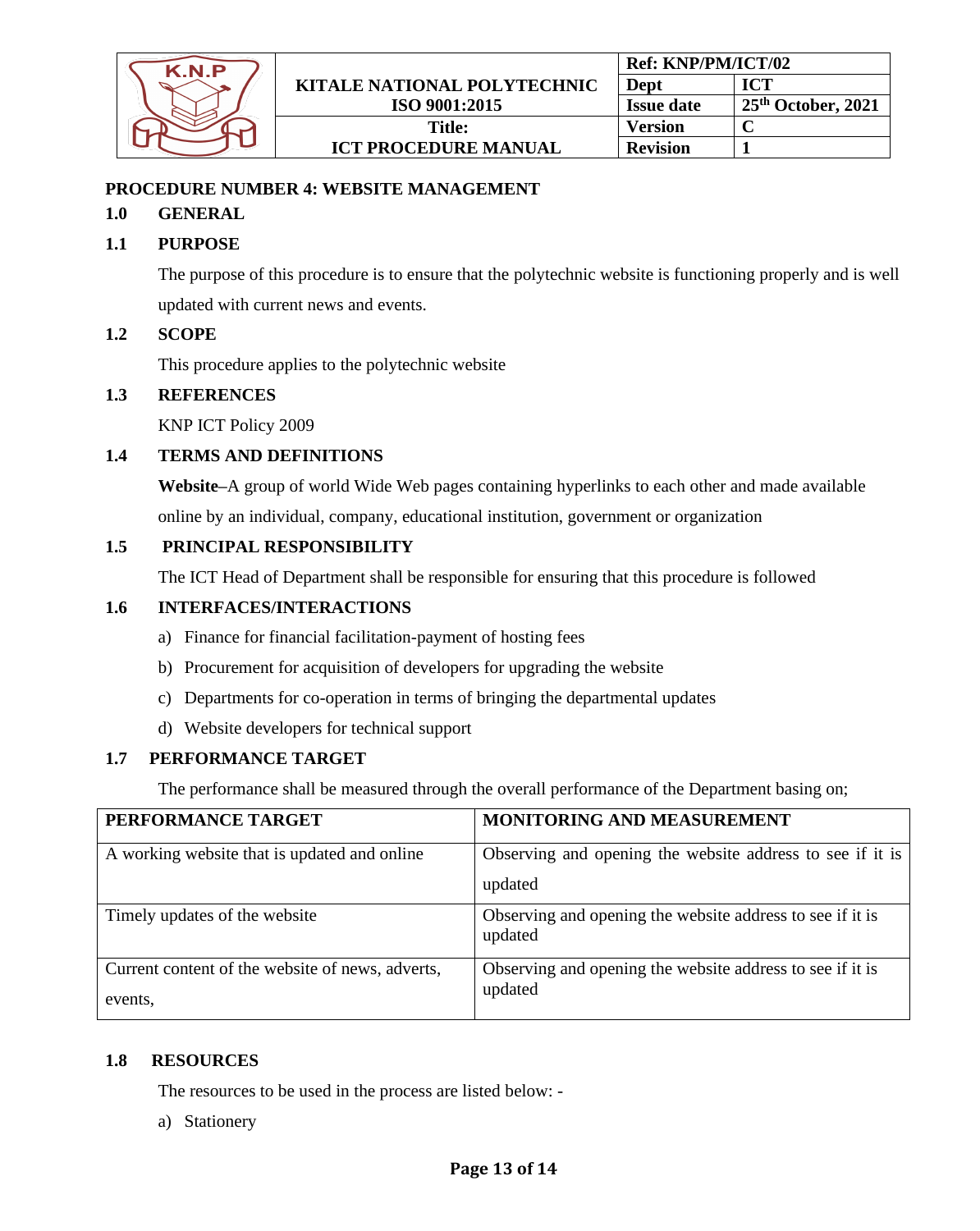| | KITALE NATIONAL POLYTECHNIC ISO 9001:2015 | Ref: KNP/PM/ICT/02 | |
|---|---|---|---|
| | | Dept | ICT |
| | | Issue date | 25th October, 2021 |
| | Title: ICT PROCEDURE MANUAL | Version | C |
| | | Revision | 1 |

**PROCEDURE NUMBER 4: WEBSITE MANAGEMENT**

## 1.0 GENERAL

### 1.1 PURPOSE

The purpose of this procedure is to ensure that the polytechnic website is functioning properly and is well updated with current news and events.

### 1.2 SCOPE

This procedure applies to the polytechnic website

### 1.3 REFERENCES

KNP ICT Policy 2009

### 1.4 TERMS AND DEFINITIONS

**Website**–A group of world Wide Web pages containing hyperlinks to each other and made available online by an individual, company, educational institution, government or organization

### 1.5 PRINCIPAL RESPONSIBILITY

The ICT Head of Department shall be responsible for ensuring that this procedure is followed

### 1.6 INTERFACES/INTERACTIONS

a) Finance for financial facilitation-payment of hosting fees

b) Procurement for acquisition of developers for upgrading the website

c) Departments for co-operation in terms of bringing the departmental updates

d) Website developers for technical support

### 1.7 PERFORMANCE TARGET

The performance shall be measured through the overall performance of the Department basing on;

| PERFORMANCE TARGET | MONITORING AND MEASUREMENT |
|---|---|
| A working website that is updated and online | Observing and opening the website address to see if it is updated |
| Timely updates of the website | Observing and opening the website address to see if it is updated |
| Current content of the website of news, adverts, events, | Observing and opening the website address to see if it is updated |

### 1.8 RESOURCES

The resources to be used in the process are listed below: -

a) Stationery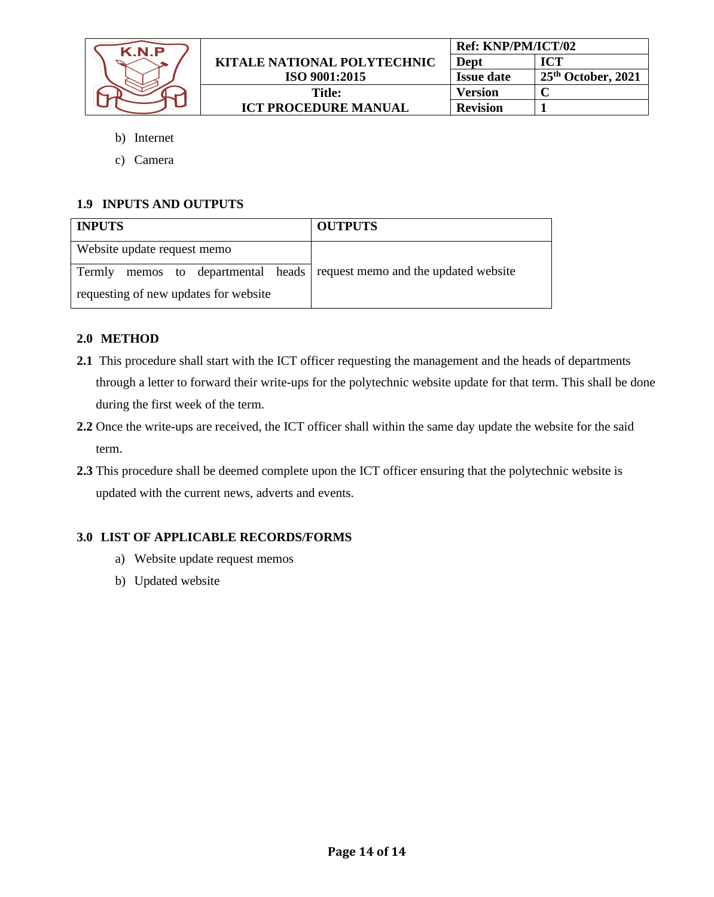b) Internet

c) Camera

### 1.9 INPUTS AND OUTPUTS

| INPUTS | OUTPUTS |
|---|---|
| Website update request memo | request memo and the updated website |
| Termly memos to departmental heads requesting of new updates for website | |

## 2.0 METHOD

**2.1** This procedure shall start with the ICT officer requesting the management and the heads of departments through a letter to forward their write-ups for the polytechnic website update for that term. This shall be done during the first week of the term.

**2.2** Once the write-ups are received, the ICT officer shall within the same day update the website for the said term.

**2.3** This procedure shall be deemed complete upon the ICT officer ensuring that the polytechnic website is updated with the current news, adverts and events.

## 3.0 LIST OF APPLICABLE RECORDS/FORMS

a) Website update request memos

b) Updated website